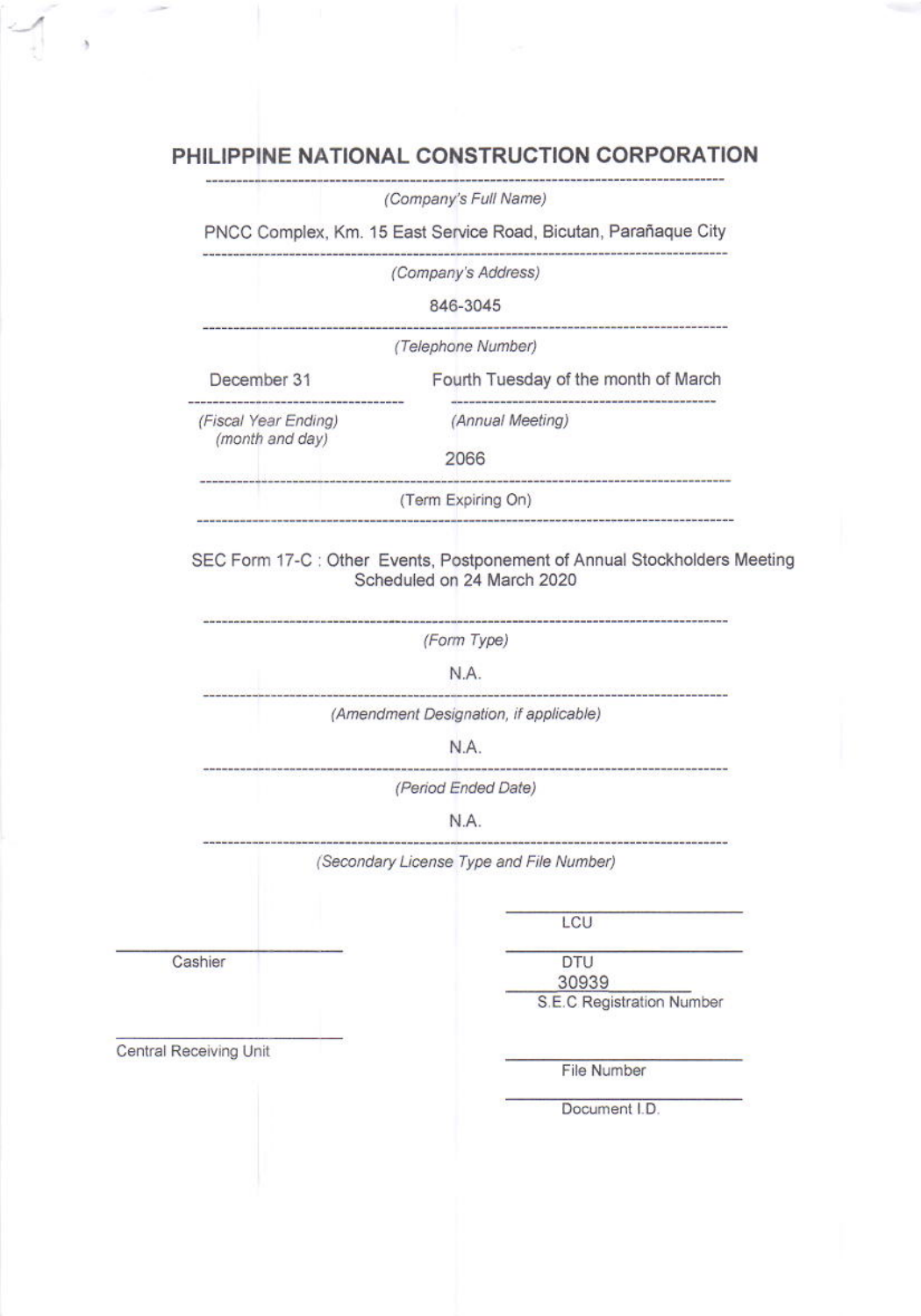# PHILIPPINE NATIONAL CONSTRUCTION CORPORATION

*(Company's Full Name)*

PNCC Complex, Km. 15 East Service Road, Bicutan, Parañaque City

*(Company's Address)*

846-3045

*(Telephone Number)*

December 31 — Fourth Tuesday of the month of March

*(Fiscal Year Ending)* *(month and day)* — *(Annual Meeting)*

2066

(Term Expiring On)

SEC Form 17-C : Other Events, Postponement of Annual Stockholders Meeting Scheduled on 24 March 2020

*(Form Type)*

N.A.

*(Amendment Designation, if applicable)*

N.A.

*(Period Ended Date)*

N.A.

*(Secondary License Type and File Number)*

LCU

Cashier

DTU

30939

S.E.C Registration Number

Central Receiving Unit

File Number

Document I.D.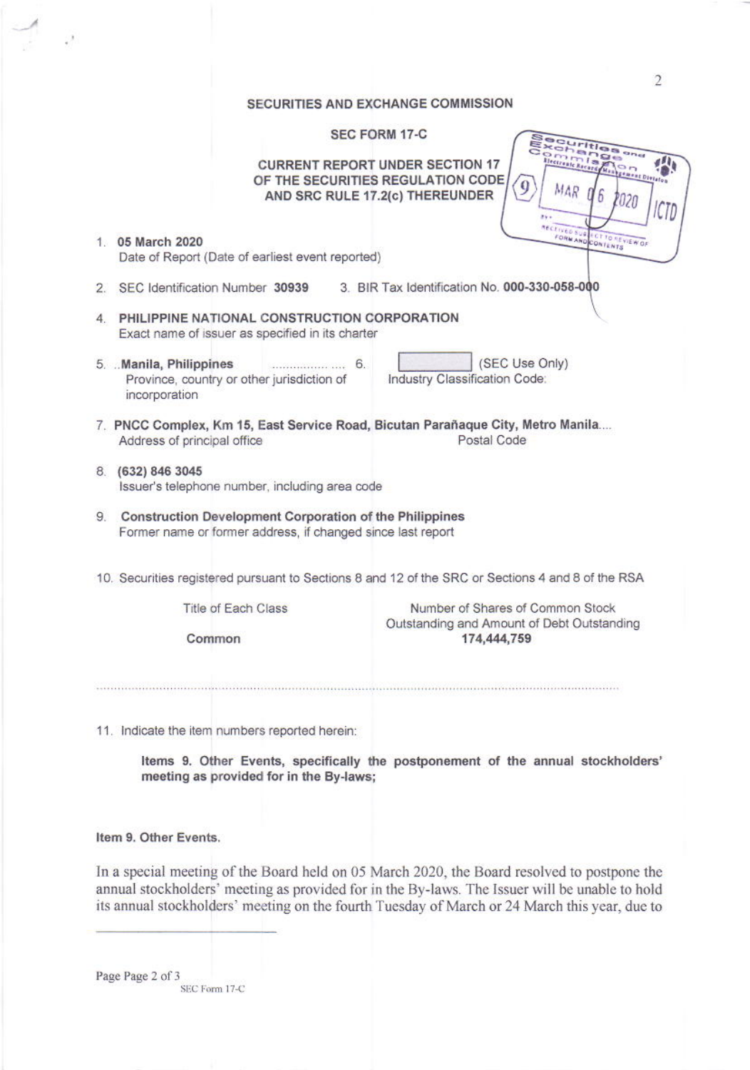## SECURITIES AND EXCHANGE COMMISSION

### SEC FORM 17-C

### CURRENT REPORT UNDER SECTION 17 OF THE SECURITIES REGULATION CODE AND SRC RULE 17.2(c) THEREUNDER

1. **05 March 2020**
   Date of Report (Date of earliest event reported)

2. SEC Identification Number **30939** 3. BIR Tax Identification No. **000-330-058-000**

4. **PHILIPPINE NATIONAL CONSTRUCTION CORPORATION**
   Exact name of issuer as specified in its charter

5. **Manila, Philippines** .................... 6. [ ] (SEC Use Only)
   Province, country or other jurisdiction of incorporation — Industry Classification Code:

7. **PNCC Complex, Km 15, East Service Road, Bicutan Parañaque City, Metro Manila....**
   Address of principal office — Postal Code

8. **(632) 846 3045**
   Issuer's telephone number, including area code

9. **Construction Development Corporation of the Philippines**
   Former name or former address, if changed since last report

10. Securities registered pursuant to Sections 8 and 12 of the SRC or Sections 4 and 8 of the RSA

| Title of Each Class | Number of Shares of Common Stock Outstanding and Amount of Debt Outstanding |
|---|---|
| **Common** | **174,444,759** |

11. Indicate the item numbers reported herein:

**Items 9. Other Events, specifically the postponement of the annual stockholders' meeting as provided for in the By-laws;**

**Item 9. Other Events.**

In a special meeting of the Board held on 05 March 2020, the Board resolved to postpone the annual stockholders' meeting as provided for in the By-laws. The Issuer will be unable to hold its annual stockholders' meeting on the fourth Tuesday of March or 24 March this year, due to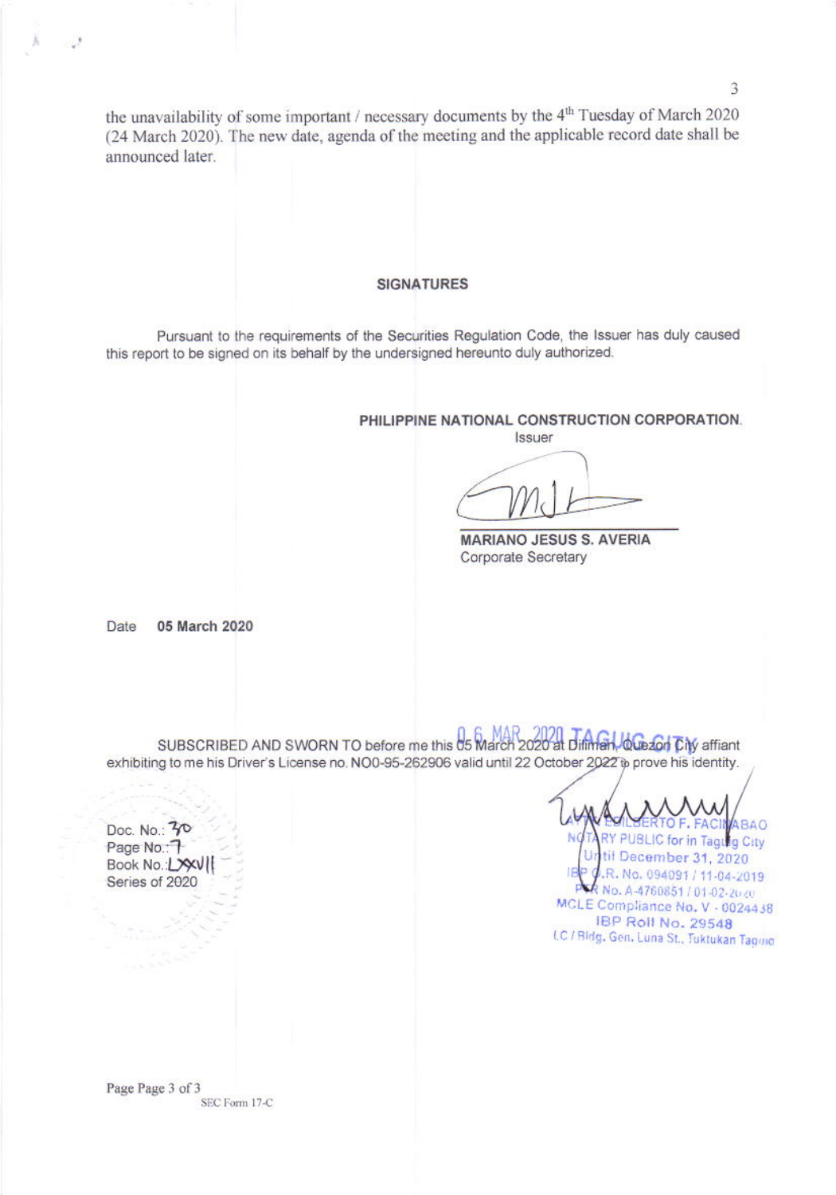the unavailability of some important / necessary documents by the 4th Tuesday of March 2020 (24 March 2020). The new date, agenda of the meeting and the applicable record date shall be announced later.

**SIGNATURES**

Pursuant to the requirements of the Securities Regulation Code, the Issuer has duly caused this report to be signed on its behalf by the undersigned hereunto duly authorized.

**PHILIPPINE NATIONAL CONSTRUCTION CORPORATION.**
Issuer

**MARIANO JESUS S. AVERIA**
Corporate Secretary

Date **05 March 2020**

SUBSCRIBED AND SWORN TO before me this 05 March 2020 at Diliman, Quezon City affiant exhibiting to me his Driver's License no. NO0-95-262906 valid until 22 October 2022 to prove his identity.

06 MAR 2020 TAGUIG CITY

Doc. No.: 30
Page No.: 7
Book No.: LXXVII
Series of 2020

ATTY. EDILBERTO F. FACINABAO
NOTARY PUBLIC for in Taguig City
Until December 31, 2020
IBP O.R. No. 094091 / 11-04-2019
PTR No. A-4760851 / 01-02-2020
MCLE Compliance No. V - 0024438
IBP Roll No. 29548
LC / Bldg. Gen. Luna St., Tuktukan Taguig

SEC Form 17-C